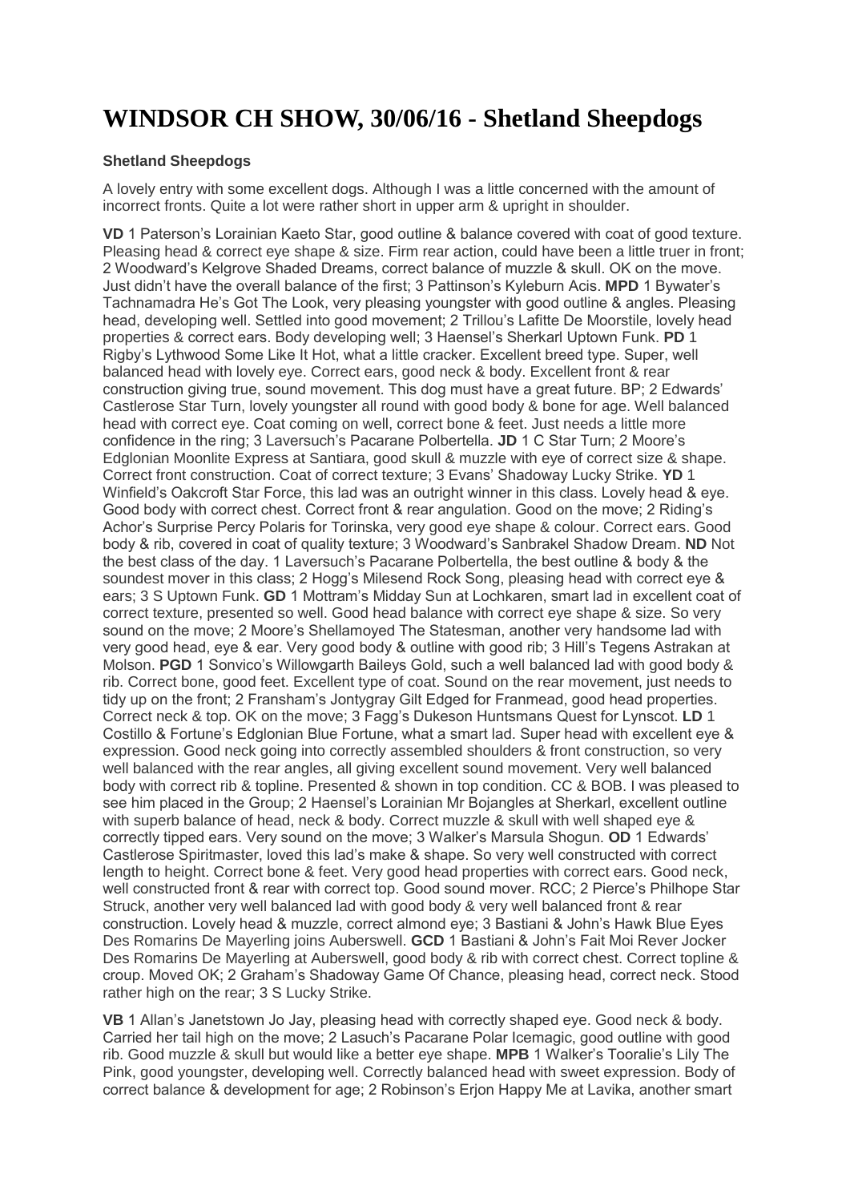# WINDSOR CH SHOW, 30/06/16 - Shetland Sheepdogs

### Shetland Sheepdogs

A lovely entry with some excellent dogs. Although I was a little concerned with the amount of incorrect fronts. Quite a lot were rather short in upper arm & upright in shoulder.

**VD** 1 Paterson's Lorainian Kaeto Star, good outline & balance covered with coat of good texture. Pleasing head & correct eye shape & size. Firm rear action, could have been a little truer in front; 2 Woodward's Kelgrove Shaded Dreams, correct balance of muzzle & skull. OK on the move. Just didn't have the overall balance of the first; 3 Pattinson's Kyleburn Acis. **MPD** 1 Bywater's Tachnamadra He's Got The Look, very pleasing youngster with good outline & angles. Pleasing head, developing well. Settled into good movement; 2 Trillou's Lafitte De Moorstile, lovely head properties & correct ears. Body developing well; 3 Haensel's Sherkarl Uptown Funk. **PD** 1 Rigby's Lythwood Some Like It Hot, what a little cracker. Excellent breed type. Super, well balanced head with lovely eye. Correct ears, good neck & body. Excellent front & rear construction giving true, sound movement. This dog must have a great future. BP; 2 Edwards' Castlerose Star Turn, lovely youngster all round with good body & bone for age. Well balanced head with correct eye. Coat coming on well, correct bone & feet. Just needs a little more confidence in the ring; 3 Laversuch's Pacarane Polbertella. **JD** 1 C Star Turn; 2 Moore's Edglonian Moonlite Express at Santiara, good skull & muzzle with eye of correct size & shape. Correct front construction. Coat of correct texture; 3 Evans' Shadoway Lucky Strike. **YD** 1 Winfield's Oakcroft Star Force, this lad was an outright winner in this class. Lovely head & eye. Good body with correct chest. Correct front & rear angulation. Good on the move; 2 Riding's Achor's Surprise Percy Polaris for Torinska, very good eye shape & colour. Correct ears. Good body & rib, covered in coat of quality texture; 3 Woodward's Sanbrakel Shadow Dream. **ND** Not the best class of the day. 1 Laversuch's Pacarane Polbertella, the best outline & body & the soundest mover in this class; 2 Hogg's Milesend Rock Song, pleasing head with correct eye & ears; 3 S Uptown Funk. **GD** 1 Mottram's Midday Sun at Lochkaren, smart lad in excellent coat of correct texture, presented so well. Good head balance with correct eye shape & size. So very sound on the move; 2 Moore's Shellamoyed The Statesman, another very handsome lad with very good head, eye & ear. Very good body & outline with good rib; 3 Hill's Tegens Astrakan at Molson. **PGD** 1 Sonvico's Willowgarth Baileys Gold, such a well balanced lad with good body & rib. Correct bone, good feet. Excellent type of coat. Sound on the rear movement, just needs to tidy up on the front; 2 Fransham's Jontygray Gilt Edged for Franmead, good head properties. Correct neck & top. OK on the move; 3 Fagg's Dukeson Huntsmans Quest for Lynscot. **LD** 1 Costillo & Fortune's Edglonian Blue Fortune, what a smart lad. Super head with excellent eye & expression. Good neck going into correctly assembled shoulders & front construction, so very well balanced with the rear angles, all giving excellent sound movement. Very well balanced body with correct rib & topline. Presented & shown in top condition. CC & BOB. I was pleased to see him placed in the Group; 2 Haensel's Lorainian Mr Bojangles at Sherkarl, excellent outline with superb balance of head, neck & body. Correct muzzle & skull with well shaped eye & correctly tipped ears. Very sound on the move; 3 Walker's Marsula Shogun. **OD** 1 Edwards' Castlerose Spiritmaster, loved this lad's make & shape. So very well constructed with correct length to height. Correct bone & feet. Very good head properties with correct ears. Good neck, well constructed front & rear with correct top. Good sound mover. RCC; 2 Pierce's Philhope Star Struck, another very well balanced lad with good body & very well balanced front & rear construction. Lovely head & muzzle, correct almond eye; 3 Bastiani & John's Hawk Blue Eyes Des Romarins De Mayerling joins Auberswell. **GCD** 1 Bastiani & John's Fait Moi Rever Jocker Des Romarins De Mayerling at Auberswell, good body & rib with correct chest. Correct topline & croup. Moved OK; 2 Graham's Shadoway Game Of Chance, pleasing head, correct neck. Stood rather high on the rear; 3 S Lucky Strike.

**VB** 1 Allan's Janetstown Jo Jay, pleasing head with correctly shaped eye. Good neck & body. Carried her tail high on the move; 2 Lasuch's Pacarane Polar Icemagic, good outline with good rib. Good muzzle & skull but would like a better eye shape. **MPB** 1 Walker's Tooralie's Lily The Pink, good youngster, developing well. Correctly balanced head with sweet expression. Body of correct balance & development for age; 2 Robinson's Erjon Happy Me at Lavika, another smart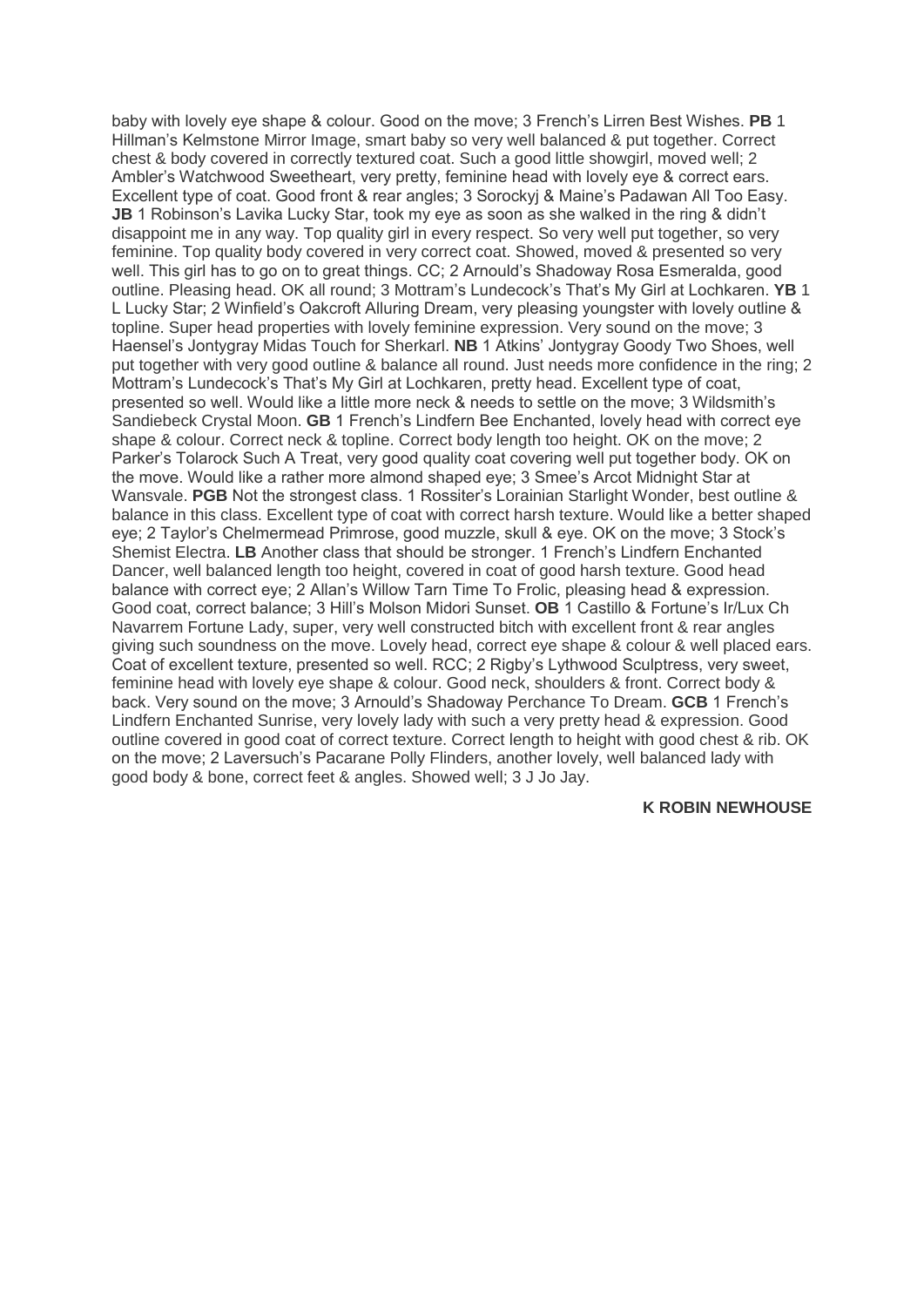baby with lovely eye shape & colour. Good on the move; 3 French's Lirren Best Wishes. **PB** 1 Hillman's Kelmstone Mirror Image, smart baby so very well balanced & put together. Correct chest & body covered in correctly textured coat. Such a good little showgirl, moved well; 2 Ambler's Watchwood Sweetheart, very pretty, feminine head with lovely eye & correct ears. Excellent type of coat. Good front & rear angles; 3 Sorockyj & Maine's Padawan All Too Easy. **JB** 1 Robinson's Lavika Lucky Star, took my eye as soon as she walked in the ring & didn't disappoint me in any way. Top quality girl in every respect. So very well put together, so very feminine. Top quality body covered in very correct coat. Showed, moved & presented so very well. This girl has to go on to great things. CC; 2 Arnould's Shadoway Rosa Esmeralda, good outline. Pleasing head. OK all round; 3 Mottram's Lundecock's That's My Girl at Lochkaren. **YB** 1 L Lucky Star; 2 Winfield's Oakcroft Alluring Dream, very pleasing youngster with lovely outline & topline. Super head properties with lovely feminine expression. Very sound on the move; 3 Haensel's Jontygray Midas Touch for Sherkarl. **NB** 1 Atkins' Jontygray Goody Two Shoes, well put together with very good outline & balance all round. Just needs more confidence in the ring; 2 Mottram's Lundecock's That's My Girl at Lochkaren, pretty head. Excellent type of coat, presented so well. Would like a little more neck & needs to settle on the move; 3 Wildsmith's Sandiebeck Crystal Moon. **GB** 1 French's Lindfern Bee Enchanted, lovely head with correct eye shape & colour. Correct neck & topline. Correct body length too height. OK on the move; 2 Parker's Tolarock Such A Treat, very good quality coat covering well put together body. OK on the move. Would like a rather more almond shaped eye; 3 Smee's Arcot Midnight Star at Wansvale. **PGB** Not the strongest class. 1 Rossiter's Lorainian Starlight Wonder, best outline & balance in this class. Excellent type of coat with correct harsh texture. Would like a better shaped eye; 2 Taylor's Chelmermead Primrose, good muzzle, skull & eye. OK on the move; 3 Stock's Shemist Electra. **LB** Another class that should be stronger. 1 French's Lindfern Enchanted Dancer, well balanced length too height, covered in coat of good harsh texture. Good head balance with correct eye; 2 Allan's Willow Tarn Time To Frolic, pleasing head & expression. Good coat, correct balance; 3 Hill's Molson Midori Sunset. **OB** 1 Castillo & Fortune's Ir/Lux Ch Navarrem Fortune Lady, super, very well constructed bitch with excellent front & rear angles giving such soundness on the move. Lovely head, correct eye shape & colour & well placed ears. Coat of excellent texture, presented so well. RCC; 2 Rigby's Lythwood Sculptress, very sweet, feminine head with lovely eye shape & colour. Good neck, shoulders & front. Correct body & back. Very sound on the move; 3 Arnould's Shadoway Perchance To Dream. **GCB** 1 French's Lindfern Enchanted Sunrise, very lovely lady with such a very pretty head & expression. Good outline covered in good coat of correct texture. Correct length to height with good chest & rib. OK on the move; 2 Laversuch's Pacarane Polly Flinders, another lovely, well balanced lady with good body & bone, correct feet & angles. Showed well; 3 J Jo Jay.

**K ROBIN NEWHOUSE**